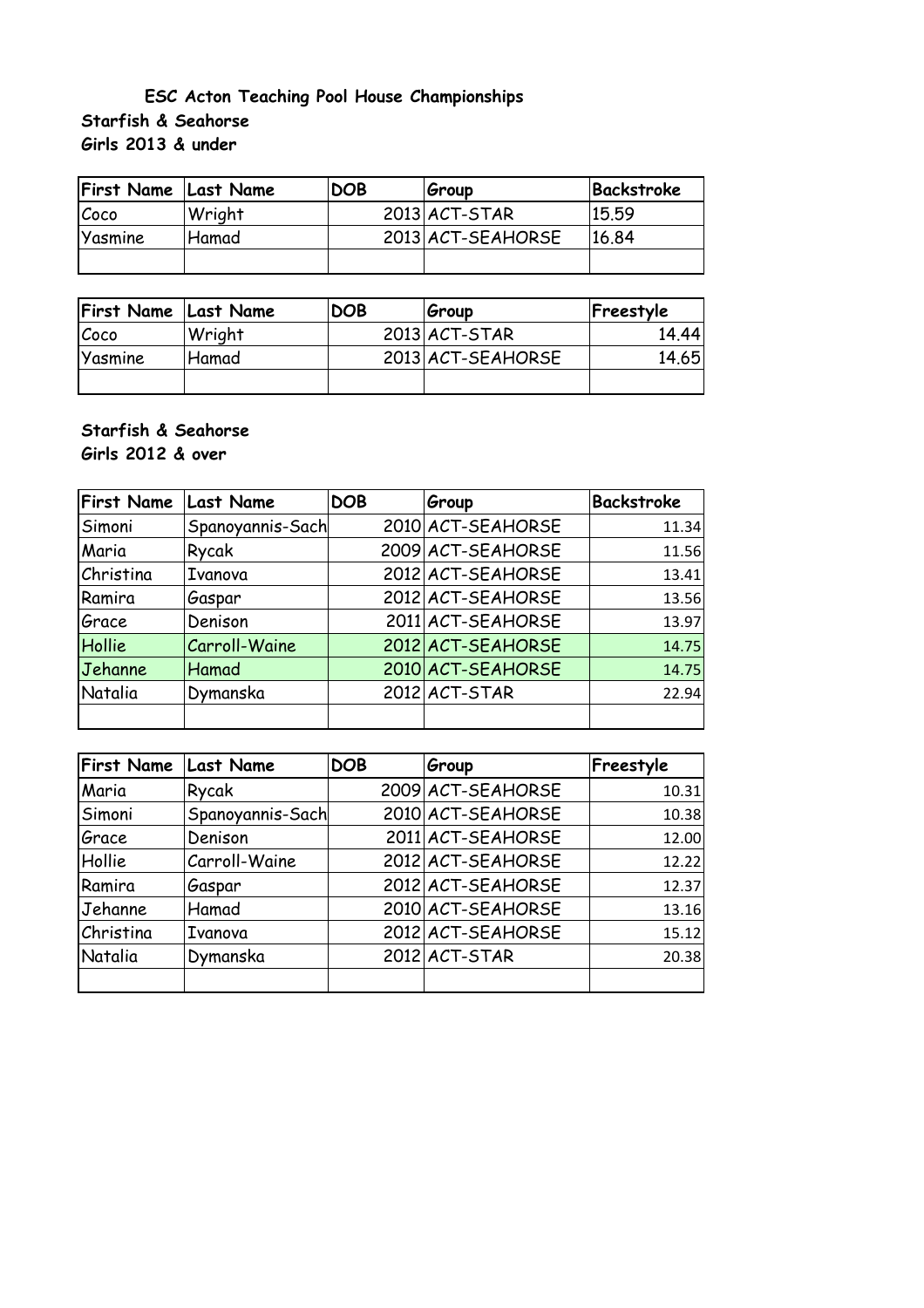### ESC Acton Teaching Pool House Championships

**Starfish & Seahorse**

**Girls 2013 & under**

| First Name | Last Name | DOB | Group | Backstroke |
|---|---|---|---|---|
| Coco | Wright | 2013 | ACT-STAR | 15.59 |
| Yasmine | Hamad | 2013 | ACT-SEAHORSE | 16.84 |
| | | | | |

| First Name | Last Name | DOB | Group | Freestyle |
|---|---|---|---|---|
| Coco | Wright | 2013 | ACT-STAR | 14.44 |
| Yasmine | Hamad | 2013 | ACT-SEAHORSE | 14.65 |
| | | | | |

**Starfish & Seahorse**

**Girls 2012 & over**

| First Name | Last Name | DOB | Group | Backstroke |
|---|---|---|---|---|
| Simoni | Spanoyannis-Sach | 2010 | ACT-SEAHORSE | 11.34 |
| Maria | Rycak | 2009 | ACT-SEAHORSE | 11.56 |
| Christina | Ivanova | 2012 | ACT-SEAHORSE | 13.41 |
| Ramira | Gaspar | 2012 | ACT-SEAHORSE | 13.56 |
| Grace | Denison | 2011 | ACT-SEAHORSE | 13.97 |
| Hollie | Carroll-Waine | 2012 | ACT-SEAHORSE | 14.75 |
| Jehanne | Hamad | 2010 | ACT-SEAHORSE | 14.75 |
| Natalia | Dymanska | 2012 | ACT-STAR | 22.94 |
| | | | | |

| First Name | Last Name | DOB | Group | Freestyle |
|---|---|---|---|---|
| Maria | Rycak | 2009 | ACT-SEAHORSE | 10.31 |
| Simoni | Spanoyannis-Sach | 2010 | ACT-SEAHORSE | 10.38 |
| Grace | Denison | 2011 | ACT-SEAHORSE | 12.00 |
| Hollie | Carroll-Waine | 2012 | ACT-SEAHORSE | 12.22 |
| Ramira | Gaspar | 2012 | ACT-SEAHORSE | 12.37 |
| Jehanne | Hamad | 2010 | ACT-SEAHORSE | 13.16 |
| Christina | Ivanova | 2012 | ACT-SEAHORSE | 15.12 |
| Natalia | Dymanska | 2012 | ACT-STAR | 20.38 |
| | | | | |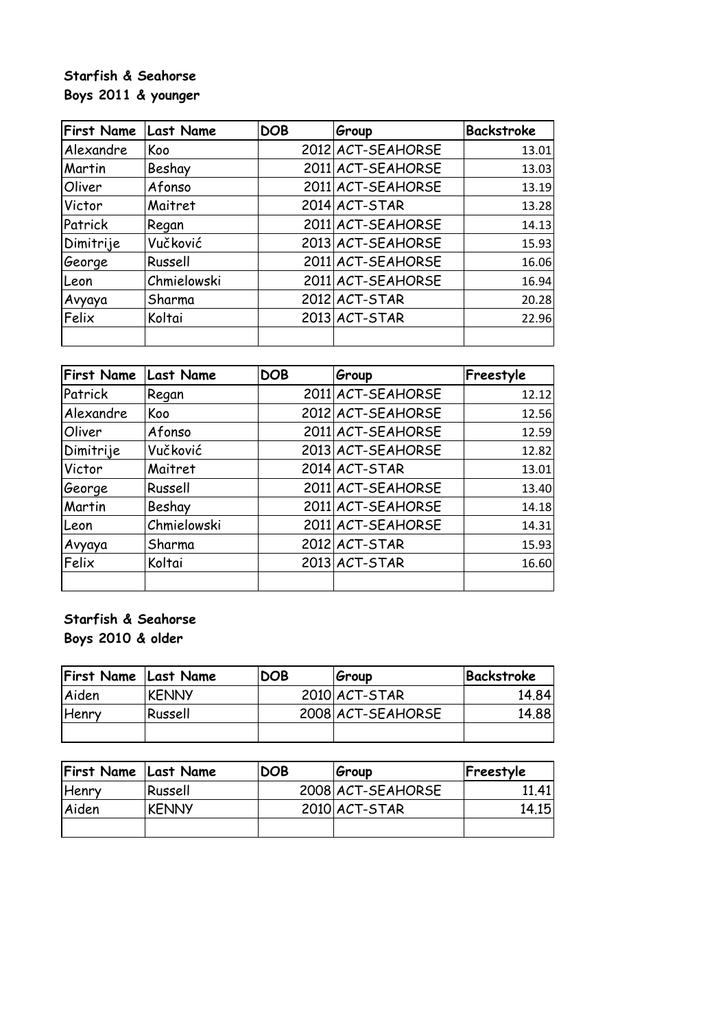**Starfish & Seahorse**
**Boys 2011 & younger**

| First Name | Last Name | DOB | Group | Backstroke |
|---|---|---|---|---|
| Alexandre | Koo | 2012 | ACT-SEAHORSE | 13.01 |
| Martin | Beshay | 2011 | ACT-SEAHORSE | 13.03 |
| Oliver | Afonso | 2011 | ACT-SEAHORSE | 13.19 |
| Victor | Maitret | 2014 | ACT-STAR | 13.28 |
| Patrick | Regan | 2011 | ACT-SEAHORSE | 14.13 |
| Dimitrije | Vučković | 2013 | ACT-SEAHORSE | 15.93 |
| George | Russell | 2011 | ACT-SEAHORSE | 16.06 |
| Leon | Chmielowski | 2011 | ACT-SEAHORSE | 16.94 |
| Avyaya | Sharma | 2012 | ACT-STAR | 20.28 |
| Felix | Koltai | 2013 | ACT-STAR | 22.96 |
| | | | | |

| First Name | Last Name | DOB | Group | Freestyle |
|---|---|---|---|---|
| Patrick | Regan | 2011 | ACT-SEAHORSE | 12.12 |
| Alexandre | Koo | 2012 | ACT-SEAHORSE | 12.56 |
| Oliver | Afonso | 2011 | ACT-SEAHORSE | 12.59 |
| Dimitrije | Vučković | 2013 | ACT-SEAHORSE | 12.82 |
| Victor | Maitret | 2014 | ACT-STAR | 13.01 |
| George | Russell | 2011 | ACT-SEAHORSE | 13.40 |
| Martin | Beshay | 2011 | ACT-SEAHORSE | 14.18 |
| Leon | Chmielowski | 2011 | ACT-SEAHORSE | 14.31 |
| Avyaya | Sharma | 2012 | ACT-STAR | 15.93 |
| Felix | Koltai | 2013 | ACT-STAR | 16.60 |
| | | | | |

**Starfish & Seahorse**
**Boys 2010 & older**

| First Name | Last Name | DOB | Group | Backstroke |
|---|---|---|---|---|
| Aiden | KENNY | 2010 | ACT-STAR | 14.84 |
| Henry | Russell | 2008 | ACT-SEAHORSE | 14.88 |
| | | | | |

| First Name | Last Name | DOB | Group | Freestyle |
|---|---|---|---|---|
| Henry | Russell | 2008 | ACT-SEAHORSE | 11.41 |
| Aiden | KENNY | 2010 | ACT-STAR | 14.15 |
| | | | | |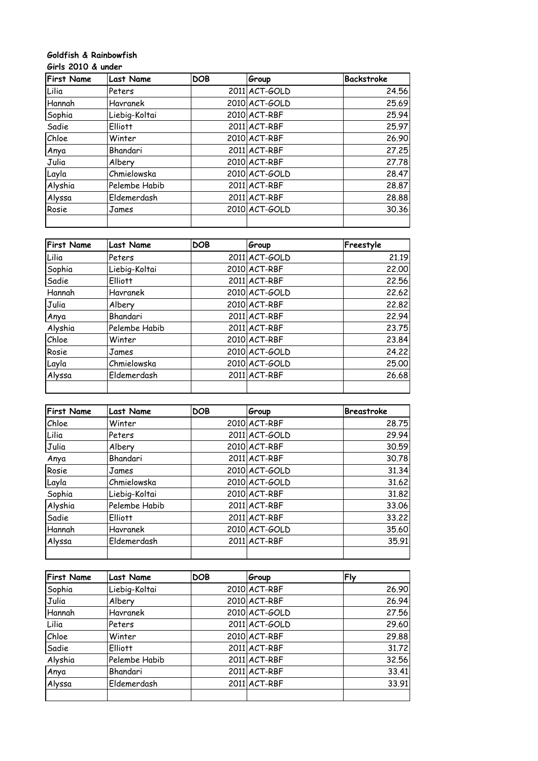**Goldfish & Rainbowfish**

**Girls 2010 & under**

| First Name | Last Name | DOB | Group | Backstroke |
| --- | --- | --- | --- | --- |
| Lilia | Peters | 2011 | ACT-GOLD | 24.56 |
| Hannah | Havranek | 2010 | ACT-GOLD | 25.69 |
| Sophia | Liebig-Koltai | 2010 | ACT-RBF | 25.94 |
| Sadie | Elliott | 2011 | ACT-RBF | 25.97 |
| Chloe | Winter | 2010 | ACT-RBF | 26.90 |
| Anya | Bhandari | 2011 | ACT-RBF | 27.25 |
| Julia | Albery | 2010 | ACT-RBF | 27.78 |
| Layla | Chmielowska | 2010 | ACT-GOLD | 28.47 |
| Alyshia | Pelembe Habib | 2011 | ACT-RBF | 28.87 |
| Alyssa | Eldemerdash | 2011 | ACT-RBF | 28.88 |
| Rosie | James | 2010 | ACT-GOLD | 30.36 |
| | | | | |

| First Name | Last Name | DOB | Group | Freestyle |
| --- | --- | --- | --- | --- |
| Lilia | Peters | 2011 | ACT-GOLD | 21.19 |
| Sophia | Liebig-Koltai | 2010 | ACT-RBF | 22.00 |
| Sadie | Elliott | 2011 | ACT-RBF | 22.56 |
| Hannah | Havranek | 2010 | ACT-GOLD | 22.62 |
| Julia | Albery | 2010 | ACT-RBF | 22.82 |
| Anya | Bhandari | 2011 | ACT-RBF | 22.94 |
| Alyshia | Pelembe Habib | 2011 | ACT-RBF | 23.75 |
| Chloe | Winter | 2010 | ACT-RBF | 23.84 |
| Rosie | James | 2010 | ACT-GOLD | 24.22 |
| Layla | Chmielowska | 2010 | ACT-GOLD | 25.00 |
| Alyssa | Eldemerdash | 2011 | ACT-RBF | 26.68 |
| | | | | |

| First Name | Last Name | DOB | Group | Breastroke |
| --- | --- | --- | --- | --- |
| Chloe | Winter | 2010 | ACT-RBF | 28.75 |
| Lilia | Peters | 2011 | ACT-GOLD | 29.94 |
| Julia | Albery | 2010 | ACT-RBF | 30.59 |
| Anya | Bhandari | 2011 | ACT-RBF | 30.78 |
| Rosie | James | 2010 | ACT-GOLD | 31.34 |
| Layla | Chmielowska | 2010 | ACT-GOLD | 31.62 |
| Sophia | Liebig-Koltai | 2010 | ACT-RBF | 31.82 |
| Alyshia | Pelembe Habib | 2011 | ACT-RBF | 33.06 |
| Sadie | Elliott | 2011 | ACT-RBF | 33.22 |
| Hannah | Havranek | 2010 | ACT-GOLD | 35.60 |
| Alyssa | Eldemerdash | 2011 | ACT-RBF | 35.91 |
| | | | | |

| First Name | Last Name | DOB | Group | Fly |
| --- | --- | --- | --- | --- |
| Sophia | Liebig-Koltai | 2010 | ACT-RBF | 26.90 |
| Julia | Albery | 2010 | ACT-RBF | 26.94 |
| Hannah | Havranek | 2010 | ACT-GOLD | 27.56 |
| Lilia | Peters | 2011 | ACT-GOLD | 29.60 |
| Chloe | Winter | 2010 | ACT-RBF | 29.88 |
| Sadie | Elliott | 2011 | ACT-RBF | 31.72 |
| Alyshia | Pelembe Habib | 2011 | ACT-RBF | 32.56 |
| Anya | Bhandari | 2011 | ACT-RBF | 33.41 |
| Alyssa | Eldemerdash | 2011 | ACT-RBF | 33.91 |
| | | | | |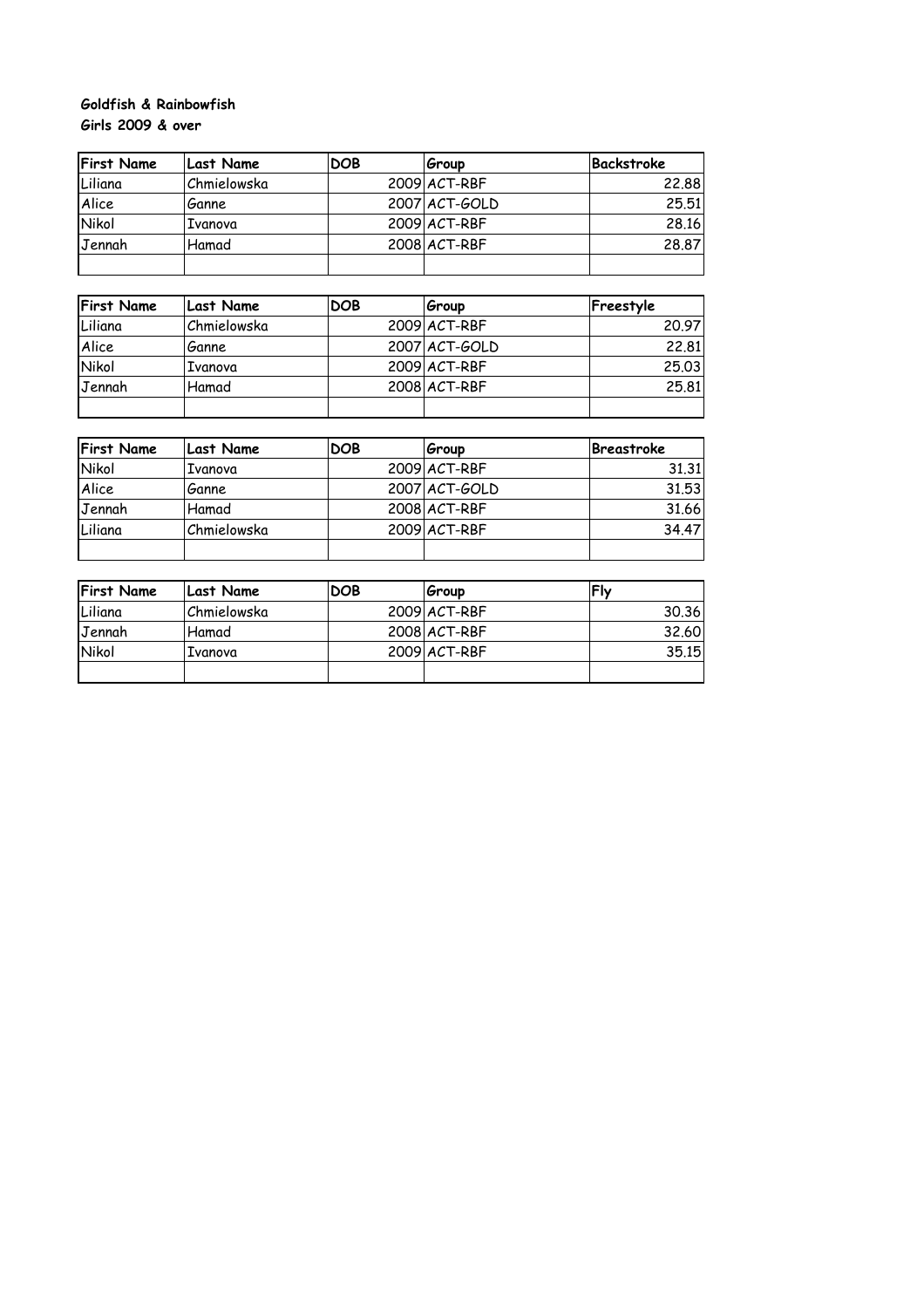**Goldfish & Rainbowfish**

**Girls 2009 & over**

| First Name | Last Name | DOB | Group | Backstroke |
|---|---|---|---|---|
| Liliana | Chmielowska | 2009 | ACT-RBF | 22.88 |
| Alice | Ganne | 2007 | ACT-GOLD | 25.51 |
| Nikol | Ivanova | 2009 | ACT-RBF | 28.16 |
| Jennah | Hamad | 2008 | ACT-RBF | 28.87 |
| | | | | |

| First Name | Last Name | DOB | Group | Freestyle |
|---|---|---|---|---|
| Liliana | Chmielowska | 2009 | ACT-RBF | 20.97 |
| Alice | Ganne | 2007 | ACT-GOLD | 22.81 |
| Nikol | Ivanova | 2009 | ACT-RBF | 25.03 |
| Jennah | Hamad | 2008 | ACT-RBF | 25.81 |
| | | | | |

| First Name | Last Name | DOB | Group | Breastroke |
|---|---|---|---|---|
| Nikol | Ivanova | 2009 | ACT-RBF | 31.31 |
| Alice | Ganne | 2007 | ACT-GOLD | 31.53 |
| Jennah | Hamad | 2008 | ACT-RBF | 31.66 |
| Liliana | Chmielowska | 2009 | ACT-RBF | 34.47 |
| | | | | |

| First Name | Last Name | DOB | Group | Fly |
|---|---|---|---|---|
| Liliana | Chmielowska | 2009 | ACT-RBF | 30.36 |
| Jennah | Hamad | 2008 | ACT-RBF | 32.60 |
| Nikol | Ivanova | 2009 | ACT-RBF | 35.15 |
| | | | | |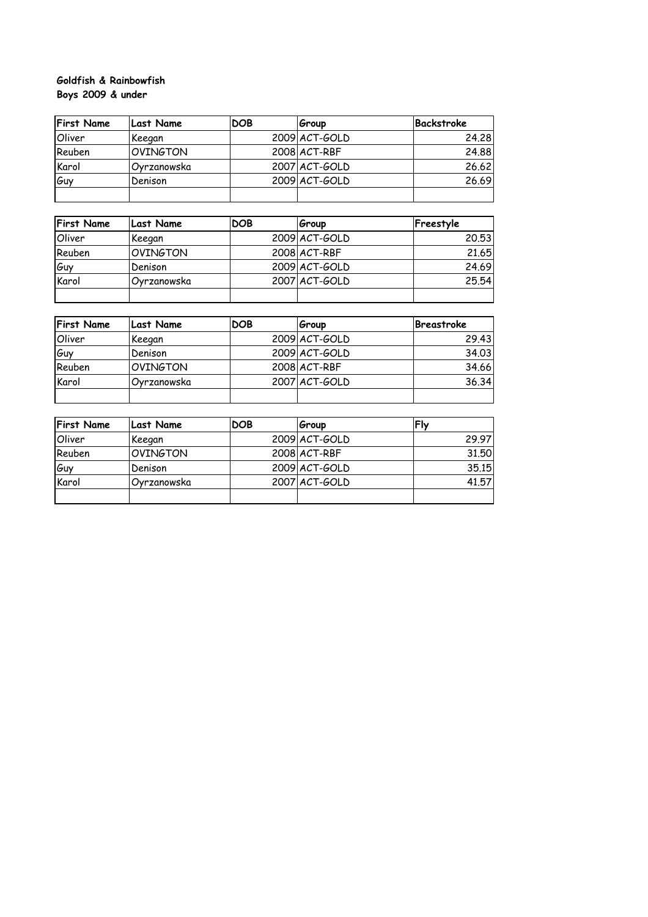**Goldfish & Rainbowfish**
**Boys 2009 & under**

| First Name | Last Name | DOB | Group | Backstroke |
|---|---|---|---|---|
| Oliver | Keegan | 2009 | ACT-GOLD | 24.28 |
| Reuben | OVINGTON | 2008 | ACT-RBF | 24.88 |
| Karol | Oyrzanowska | 2007 | ACT-GOLD | 26.62 |
| Guy | Denison | 2009 | ACT-GOLD | 26.69 |
| | | | | |

| First Name | Last Name | DOB | Group | Freestyle |
|---|---|---|---|---|
| Oliver | Keegan | 2009 | ACT-GOLD | 20.53 |
| Reuben | OVINGTON | 2008 | ACT-RBF | 21.65 |
| Guy | Denison | 2009 | ACT-GOLD | 24.69 |
| Karol | Oyrzanowska | 2007 | ACT-GOLD | 25.54 |
| | | | | |

| First Name | Last Name | DOB | Group | Breastroke |
|---|---|---|---|---|
| Oliver | Keegan | 2009 | ACT-GOLD | 29.43 |
| Guy | Denison | 2009 | ACT-GOLD | 34.03 |
| Reuben | OVINGTON | 2008 | ACT-RBF | 34.66 |
| Karol | Oyrzanowska | 2007 | ACT-GOLD | 36.34 |
| | | | | |

| First Name | Last Name | DOB | Group | Fly |
|---|---|---|---|---|
| Oliver | Keegan | 2009 | ACT-GOLD | 29.97 |
| Reuben | OVINGTON | 2008 | ACT-RBF | 31.50 |
| Guy | Denison | 2009 | ACT-GOLD | 35.15 |
| Karol | Oyrzanowska | 2007 | ACT-GOLD | 41.57 |
| | | | | |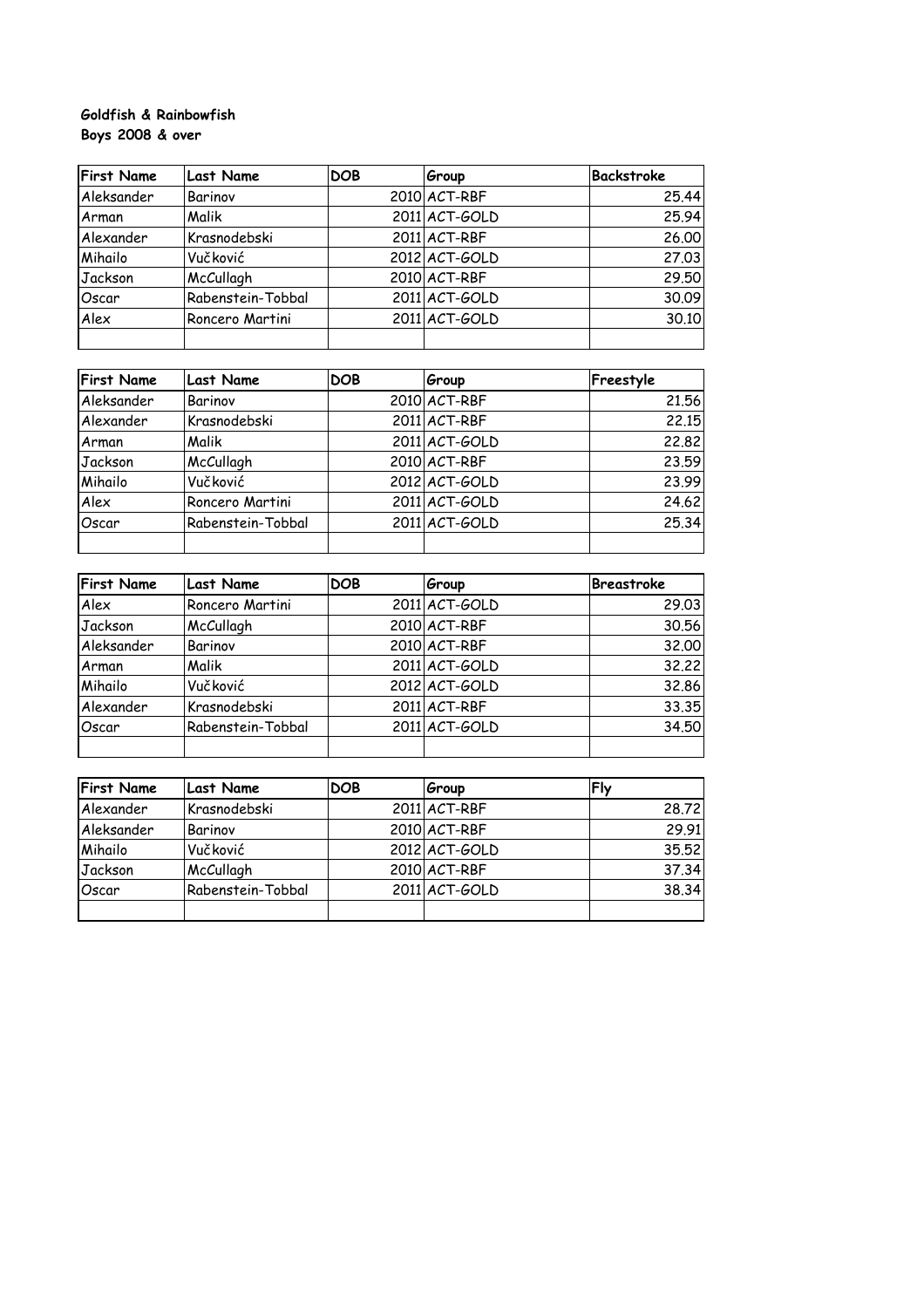**Goldfish & Rainbowfish**
**Boys 2008 & over**

| First Name | Last Name | DOB | Group | Backstroke |
|---|---|---|---|---|
| Aleksander | Barinov | 2010 | ACT-RBF | 25.44 |
| Arman | Malik | 2011 | ACT-GOLD | 25.94 |
| Alexander | Krasnodebski | 2011 | ACT-RBF | 26.00 |
| Mihailo | Vučković | 2012 | ACT-GOLD | 27.03 |
| Jackson | McCullagh | 2010 | ACT-RBF | 29.50 |
| Oscar | Rabenstein-Tobbal | 2011 | ACT-GOLD | 30.09 |
| Alex | Roncero Martini | 2011 | ACT-GOLD | 30.10 |
| | | | | |

| First Name | Last Name | DOB | Group | Freestyle |
|---|---|---|---|---|
| Aleksander | Barinov | 2010 | ACT-RBF | 21.56 |
| Alexander | Krasnodebski | 2011 | ACT-RBF | 22.15 |
| Arman | Malik | 2011 | ACT-GOLD | 22.82 |
| Jackson | McCullagh | 2010 | ACT-RBF | 23.59 |
| Mihailo | Vučković | 2012 | ACT-GOLD | 23.99 |
| Alex | Roncero Martini | 2011 | ACT-GOLD | 24.62 |
| Oscar | Rabenstein-Tobbal | 2011 | ACT-GOLD | 25.34 |
| | | | | |

| First Name | Last Name | DOB | Group | Breastroke |
|---|---|---|---|---|
| Alex | Roncero Martini | 2011 | ACT-GOLD | 29.03 |
| Jackson | McCullagh | 2010 | ACT-RBF | 30.56 |
| Aleksander | Barinov | 2010 | ACT-RBF | 32.00 |
| Arman | Malik | 2011 | ACT-GOLD | 32.22 |
| Mihailo | Vučković | 2012 | ACT-GOLD | 32.86 |
| Alexander | Krasnodebski | 2011 | ACT-RBF | 33.35 |
| Oscar | Rabenstein-Tobbal | 2011 | ACT-GOLD | 34.50 |
| | | | | |

| First Name | Last Name | DOB | Group | Fly |
|---|---|---|---|---|
| Alexander | Krasnodebski | 2011 | ACT-RBF | 28.72 |
| Aleksander | Barinov | 2010 | ACT-RBF | 29.91 |
| Mihailo | Vučković | 2012 | ACT-GOLD | 35.52 |
| Jackson | McCullagh | 2010 | ACT-RBF | 37.34 |
| Oscar | Rabenstein-Tobbal | 2011 | ACT-GOLD | 38.34 |
| | | | | |